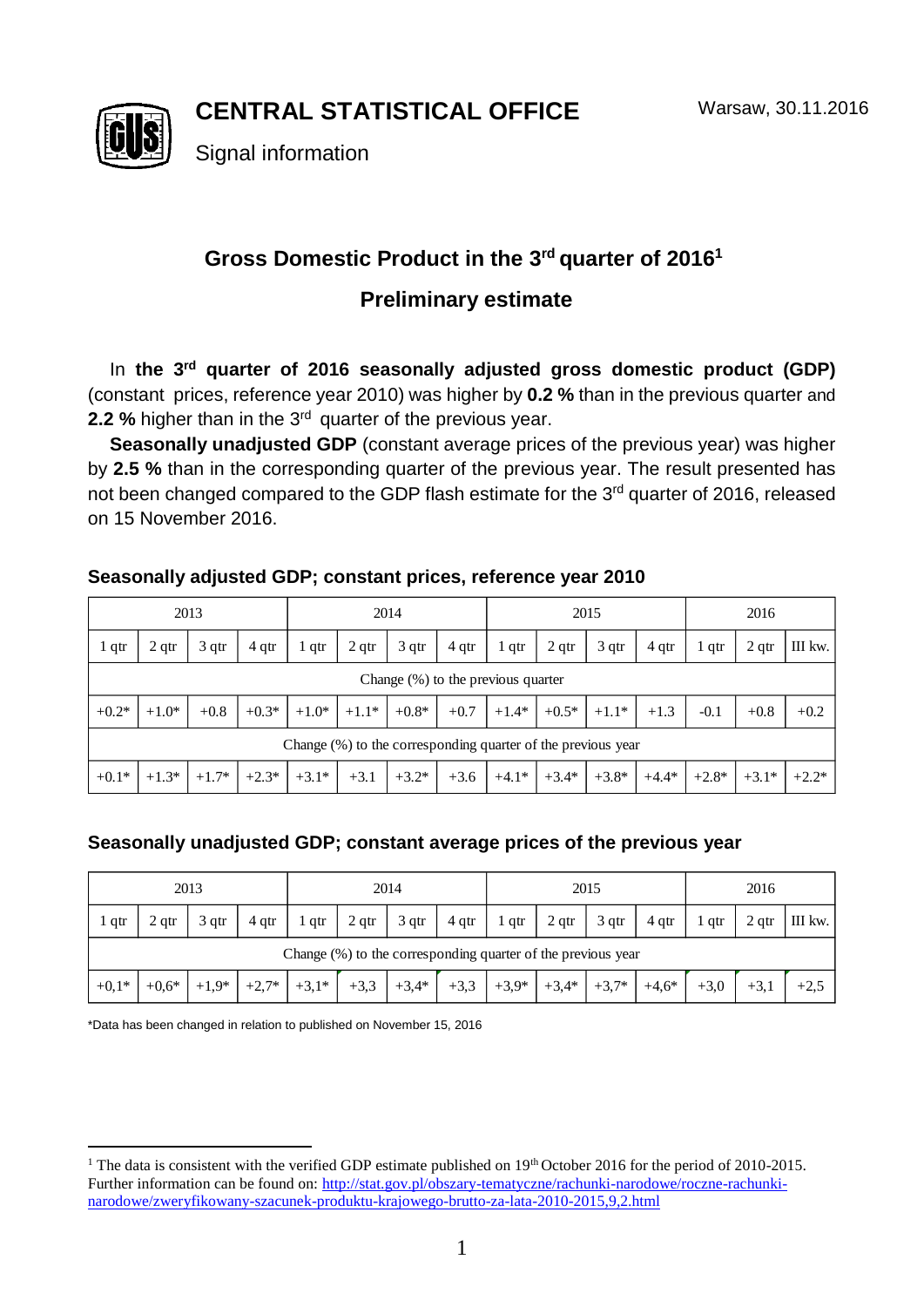# CENTRAL STATISTICAL OFFICE

Signal information

Warsaw, 30.11.2016

## Gross Domestic Product in the 3rd quarter of 2016[1]

## Preliminary estimate

In **the 3rd quarter of 2016 seasonally adjusted gross domestic product (GDP)** (constant prices, reference year 2010) was higher by **0.2 %** than in the previous quarter and **2.2 %** higher than in the 3rd quarter of the previous year.

**Seasonally unadjusted GDP** (constant average prices of the previous year) was higher by **2.5 %** than in the corresponding quarter of the previous year. The result presented has not been changed compared to the GDP flash estimate for the 3rd quarter of 2016, released on 15 November 2016.

### Seasonally adjusted GDP; constant prices, reference year 2010

| 2013 | | | | 2014 | | | | 2015 | | | | 2016 | | |
|---|---|---|---|---|---|---|---|---|---|---|---|---|---|---|
| 1 qtr | 2 qtr | 3 qtr | 4 qtr | 1 qtr | 2 qtr | 3 qtr | 4 qtr | 1 qtr | 2 qtr | 3 qtr | 4 qtr | 1 qtr | 2 qtr | III kw. |
| Change (%) to the previous quarter | | | | | | | | | | | | | | |
| +0.2* | +1.0* | +0.8 | +0.3* | +1.0* | +1.1* | +0.8* | +0.7 | +1.4* | +0.5* | +1.1* | +1.3 | -0.1 | +0.8 | +0.2 |
| Change (%) to the corresponding quarter of the previous year | | | | | | | | | | | | | | |
| +0.1* | +1.3* | +1.7* | +2.3* | +3.1* | +3.1 | +3.2* | +3.6 | +4.1* | +3.4* | +3.8* | +4.4* | +2.8* | +3.1* | +2.2* |

### Seasonally unadjusted GDP; constant average prices of the previous year

| 2013 | | | | 2014 | | | | 2015 | | | | 2016 | | |
|---|---|---|---|---|---|---|---|---|---|---|---|---|---|---|
| 1 qtr | 2 qtr | 3 qtr | 4 qtr | 1 qtr | 2 qtr | 3 qtr | 4 qtr | 1 qtr | 2 qtr | 3 qtr | 4 qtr | 1 qtr | 2 qtr | III kw. |
| Change (%) to the corresponding quarter of the previous year | | | | | | | | | | | | | | |
| +0,1* | +0,6* | +1,9* | +2,7* | +3,1* | +3,3 | +3,4* | +3,3 | +3,9* | +3,4* | +3,7* | +4,6* | +3,0 | +3,1 | +2,5 |

*Data has been changed in relation to published on November 15, 2016

[1] The data is consistent with the verified GDP estimate published on 19th October 2016 for the period of 2010-2015. Further information can be found on: http://stat.gov.pl/obszary-tematyczne/rachunki-narodowe/roczne-rachunki-narodowe/zweryfikowany-szacunek-produktu-krajowego-brutto-za-lata-2010-2015,9,2.html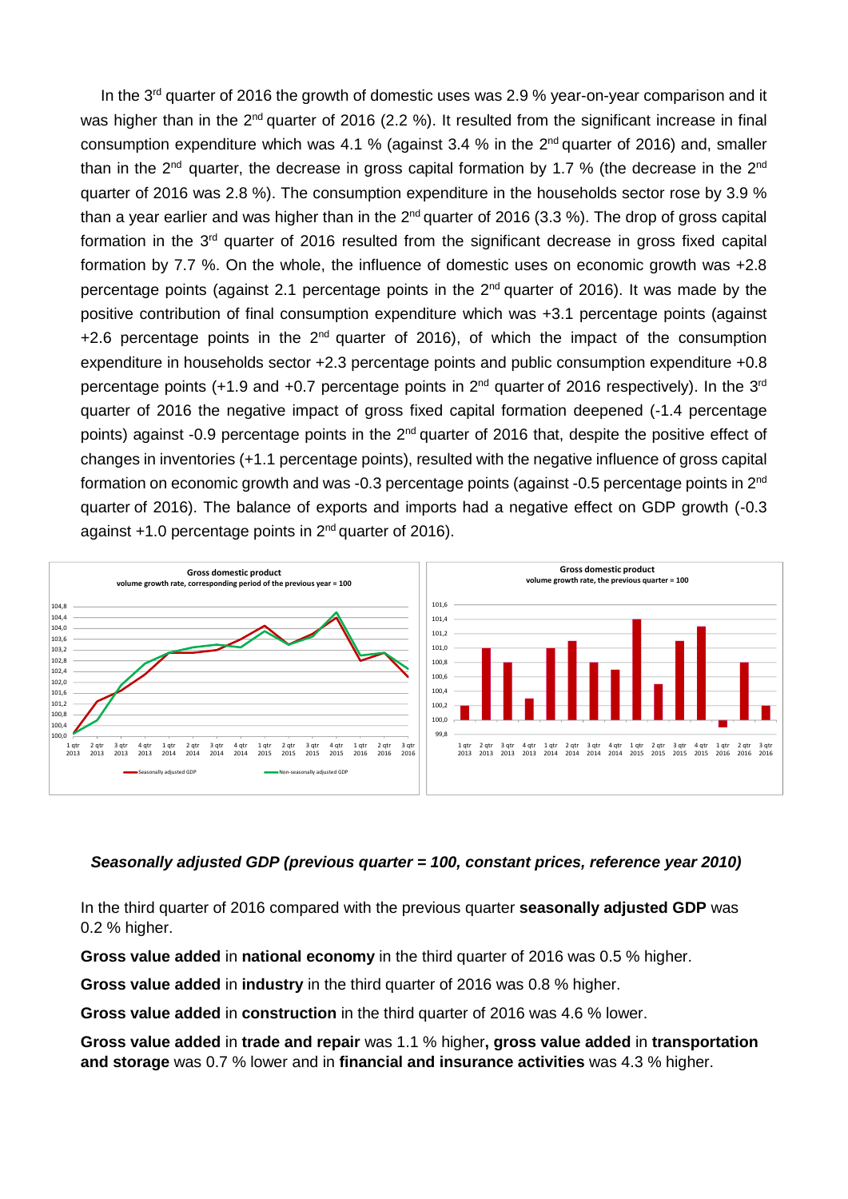In the 3rd quarter of 2016 the growth of domestic uses was 2.9 % year-on-year comparison and it was higher than in the 2nd quarter of 2016 (2.2 %). It resulted from the significant increase in final consumption expenditure which was 4.1 % (against 3.4 % in the 2nd quarter of 2016) and, smaller than in the 2nd quarter, the decrease in gross capital formation by 1.7 % (the decrease in the 2nd quarter of 2016 was 2.8 %). The consumption expenditure in the households sector rose by 3.9 % than a year earlier and was higher than in the 2nd quarter of 2016 (3.3 %). The drop of gross capital formation in the 3rd quarter of 2016 resulted from the significant decrease in gross fixed capital formation by 7.7 %. On the whole, the influence of domestic uses on economic growth was +2.8 percentage points (against 2.1 percentage points in the 2nd quarter of 2016). It was made by the positive contribution of final consumption expenditure which was +3.1 percentage points (against +2.6 percentage points in the 2nd quarter of 2016), of which the impact of the consumption expenditure in households sector +2.3 percentage points and public consumption expenditure +0.8 percentage points (+1.9 and +0.7 percentage points in 2nd quarter of 2016 respectively). In the 3rd quarter of 2016 the negative impact of gross fixed capital formation deepened (-1.4 percentage points) against -0.9 percentage points in the 2nd quarter of 2016 that, despite the positive effect of changes in inventories (+1.1 percentage points), resulted with the negative influence of gross capital formation on economic growth and was -0.3 percentage points (against -0.5 percentage points in 2nd quarter of 2016). The balance of exports and imports had a negative effect on GDP growth (-0.3 against +1.0 percentage points in 2nd quarter of 2016).

### *Seasonally adjusted GDP (previous quarter = 100, constant prices, reference year 2010)*

In the third quarter of 2016 compared with the previous quarter **seasonally adjusted GDP** was 0.2 % higher.

**Gross value added** in **national economy** in the third quarter of 2016 was 0.5 % higher.

**Gross value added** in **industry** in the third quarter of 2016 was 0.8 % higher.

**Gross value added** in **construction** in the third quarter of 2016 was 4.6 % lower.

**Gross value added** in **trade and repair** was 1.1 % higher**, gross value added** in **transportation and storage** was 0.7 % lower and in **financial and insurance activities** was 4.3 % higher.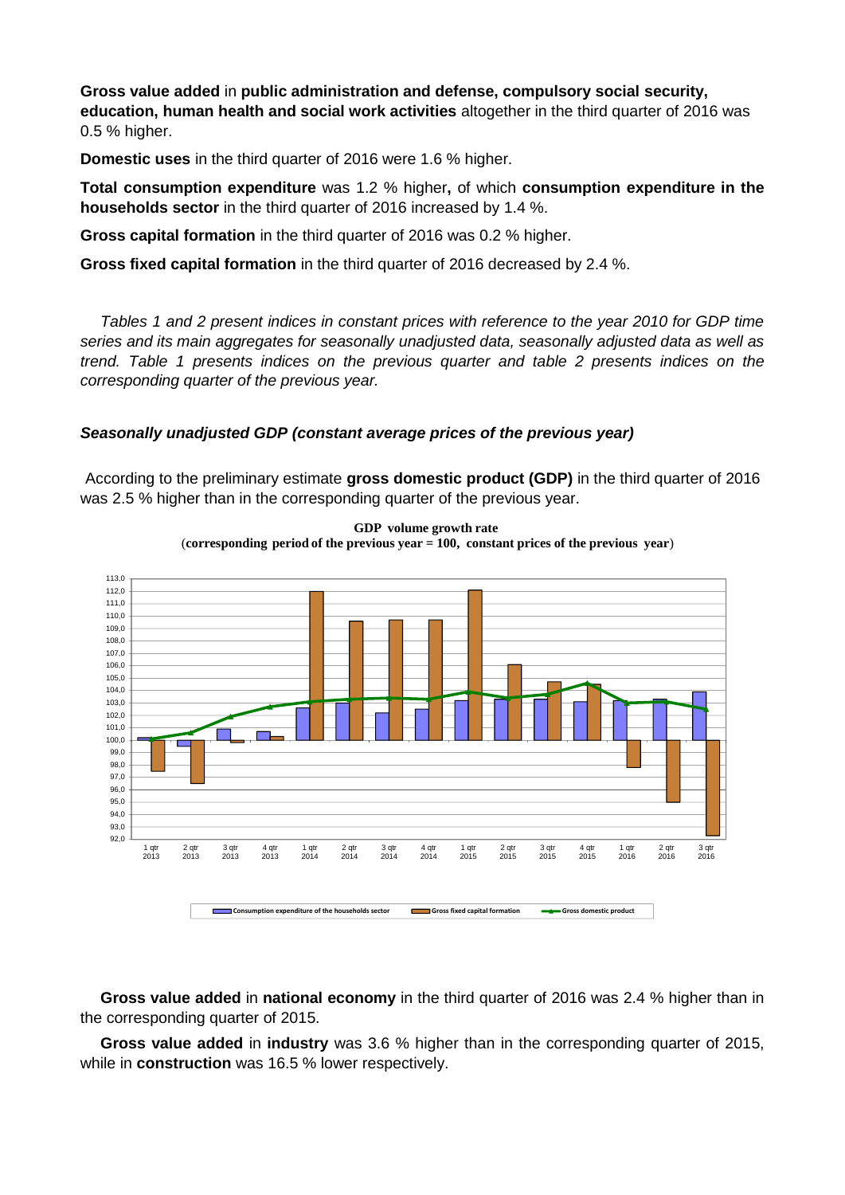**Gross value added** in **public administration and defense, compulsory social security, education, human health and social work activities** altogether in the third quarter of 2016 was 0.5 % higher.

**Domestic uses** in the third quarter of 2016 were 1.6 % higher.

**Total consumption expenditure** was 1.2 % higher**,** of which **consumption expenditure in the households sector** in the third quarter of 2016 increased by 1.4 %.

**Gross capital formation** in the third quarter of 2016 was 0.2 % higher.

**Gross fixed capital formation** in the third quarter of 2016 decreased by 2.4 %.

*Tables 1 and 2 present indices in constant prices with reference to the year 2010 for GDP time series and its main aggregates for seasonally unadjusted data, seasonally adjusted data as well as trend. Table 1 presents indices on the previous quarter and table 2 presents indices on the corresponding quarter of the previous year.*

### *Seasonally unadjusted GDP (constant average prices of the previous year)*

According to the preliminary estimate **gross domestic product (GDP)** in the third quarter of 2016 was 2.5 % higher than in the corresponding quarter of the previous year.

**GDP volume growth rate**
(**corresponding period of the previous year = 100, constant prices of the previous year**)

**Gross value added** in **national economy** in the third quarter of 2016 was 2.4 % higher than in the corresponding quarter of 2015.

**Gross value added** in **industry** was 3.6 % higher than in the corresponding quarter of 2015, while in **construction** was 16.5 % lower respectively.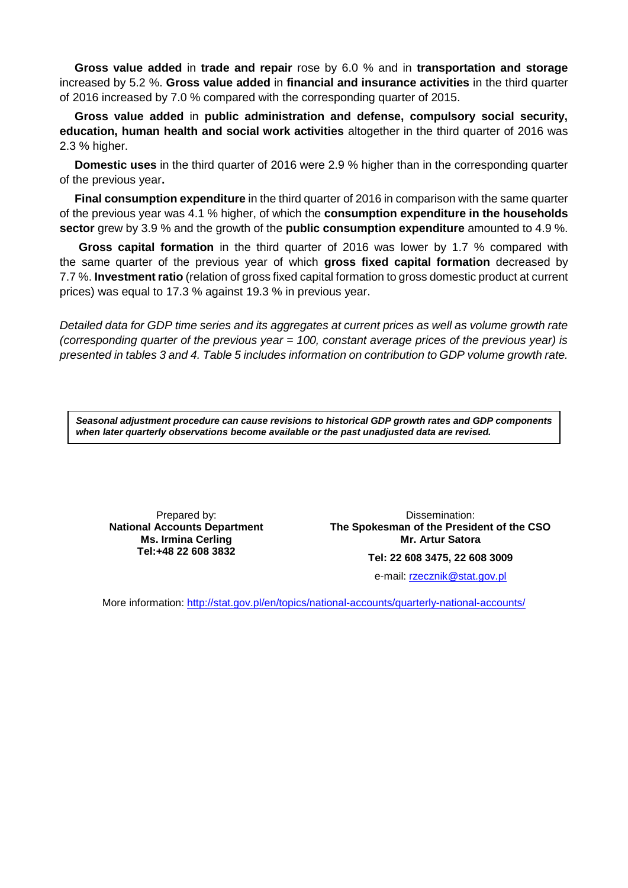**Gross value added** in **trade and repair** rose by 6.0 % and in **transportation and storage** increased by 5.2 %. **Gross value added** in **financial and insurance activities** in the third quarter of 2016 increased by 7.0 % compared with the corresponding quarter of 2015.

**Gross value added** in **public administration and defense, compulsory social security, education, human health and social work activities** altogether in the third quarter of 2016 was 2.3 % higher.

**Domestic uses** in the third quarter of 2016 were 2.9 % higher than in the corresponding quarter of the previous year**.**

**Final consumption expenditure** in the third quarter of 2016 in comparison with the same quarter of the previous year was 4.1 % higher, of which the **consumption expenditure in the households sector** grew by 3.9 % and the growth of the **public consumption expenditure** amounted to 4.9 %.

**Gross capital formation** in the third quarter of 2016 was lower by 1.7 % compared with the same quarter of the previous year of which **gross fixed capital formation** decreased by 7.7 %. **Investment ratio** (relation of gross fixed capital formation to gross domestic product at current prices) was equal to 17.3 % against 19.3 % in previous year.

*Detailed data for GDP time series and its aggregates at current prices as well as volume growth rate (corresponding quarter of the previous year = 100, constant average prices of the previous year) is presented in tables 3 and 4. Table 5 includes information on contribution to GDP volume growth rate.*

***Seasonal adjustment procedure can cause revisions to historical GDP growth rates and GDP components when later quarterly observations become available or the past unadjusted data are revised.***

Prepared by:
**National Accounts Department**
**Ms. Irmina Cerling**
**Tel:+48 22 608 3832**

Dissemination:
**The Spokesman of the President of the CSO**
**Mr. Artur Satora**

**Tel: 22 608 3475, 22 608 3009**

e-mail: rzecznik@stat.gov.pl

More information: http://stat.gov.pl/en/topics/national-accounts/quarterly-national-accounts/